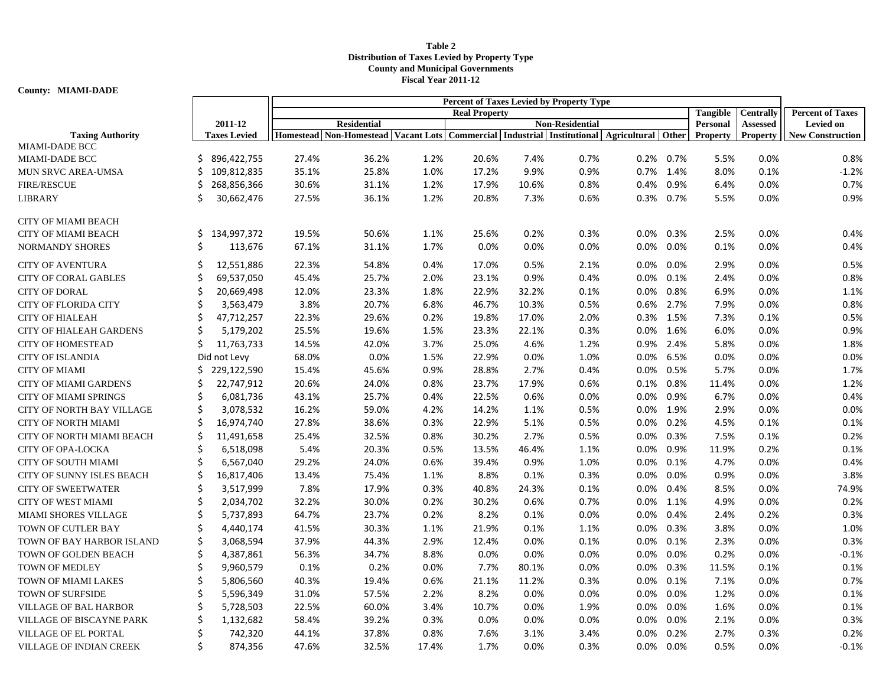**Table 2**
**Distribution of Taxes Levied by Property Type**
**County and Municipal Governments**
**Fiscal Year 2011-12**

**County: MIAMI-DADE**

| | | Percent of Taxes Levied by Property Type | | | | | | | | | | |
|---|---|---|---|---|---|---|---|---|---|---|---|---|
| | | Real Property | | | | | | | | Tangible | Centrally | Percent of Taxes |
| | 2011-12 | Residential | | | Non-Residential | | | | | Personal | Assessed | Levied on |
| Taxing Authority | Taxes Levied | Homestead | Non-Homestead | Vacant Lots | Commercial | Industrial | Institutional | Agricultural | Other | Property | Property | New Construction |
| MIAMI-DADE BCC | | | | | | | | | | | | |
| MIAMI-DADE BCC | $ 896,422,755 | 27.4% | 36.2% | 1.2% | 20.6% | 7.4% | 0.7% | 0.2% | 0.7% | 5.5% | 0.0% | 0.8% |
| MUN SRVC AREA-UMSA | $ 109,812,835 | 35.1% | 25.8% | 1.0% | 17.2% | 9.9% | 0.9% | 0.7% | 1.4% | 8.0% | 0.1% | -1.2% |
| FIRE/RESCUE | $ 268,856,366 | 30.6% | 31.1% | 1.2% | 17.9% | 10.6% | 0.8% | 0.4% | 0.9% | 6.4% | 0.0% | 0.7% |
| LIBRARY | $ 30,662,476 | 27.5% | 36.1% | 1.2% | 20.8% | 7.3% | 0.6% | 0.3% | 0.7% | 5.5% | 0.0% | 0.9% |
| CITY OF MIAMI BEACH | | | | | | | | | | | | |
| CITY OF MIAMI BEACH | $ 134,997,372 | 19.5% | 50.6% | 1.1% | 25.6% | 0.2% | 0.3% | 0.0% | 0.3% | 2.5% | 0.0% | 0.4% |
| NORMANDY SHORES | $ 113,676 | 67.1% | 31.1% | 1.7% | 0.0% | 0.0% | 0.0% | 0.0% | 0.0% | 0.1% | 0.0% | 0.4% |
| CITY OF AVENTURA | $ 12,551,886 | 22.3% | 54.8% | 0.4% | 17.0% | 0.5% | 2.1% | 0.0% | 0.0% | 2.9% | 0.0% | 0.5% |
| CITY OF CORAL GABLES | $ 69,537,050 | 45.4% | 25.7% | 2.0% | 23.1% | 0.9% | 0.4% | 0.0% | 0.1% | 2.4% | 0.0% | 0.8% |
| CITY OF DORAL | $ 20,669,498 | 12.0% | 23.3% | 1.8% | 22.9% | 32.2% | 0.1% | 0.0% | 0.8% | 6.9% | 0.0% | 1.1% |
| CITY OF FLORIDA CITY | $ 3,563,479 | 3.8% | 20.7% | 6.8% | 46.7% | 10.3% | 0.5% | 0.6% | 2.7% | 7.9% | 0.0% | 0.8% |
| CITY OF HIALEAH | $ 47,712,257 | 22.3% | 29.6% | 0.2% | 19.8% | 17.0% | 2.0% | 0.3% | 1.5% | 7.3% | 0.1% | 0.5% |
| CITY OF HIALEAH GARDENS | $ 5,179,202 | 25.5% | 19.6% | 1.5% | 23.3% | 22.1% | 0.3% | 0.0% | 1.6% | 6.0% | 0.0% | 0.9% |
| CITY OF HOMESTEAD | $ 11,763,733 | 14.5% | 42.0% | 3.7% | 25.0% | 4.6% | 1.2% | 0.9% | 2.4% | 5.8% | 0.0% | 1.8% |
| CITY OF ISLANDIA | Did not Levy | 68.0% | 0.0% | 1.5% | 22.9% | 0.0% | 1.0% | 0.0% | 6.5% | 0.0% | 0.0% | 0.0% |
| CITY OF MIAMI | $ 229,122,590 | 15.4% | 45.6% | 0.9% | 28.8% | 2.7% | 0.4% | 0.0% | 0.5% | 5.7% | 0.0% | 1.7% |
| CITY OF MIAMI GARDENS | $ 22,747,912 | 20.6% | 24.0% | 0.8% | 23.7% | 17.9% | 0.6% | 0.1% | 0.8% | 11.4% | 0.0% | 1.2% |
| CITY OF MIAMI SPRINGS | $ 6,081,736 | 43.1% | 25.7% | 0.4% | 22.5% | 0.6% | 0.0% | 0.0% | 0.9% | 6.7% | 0.0% | 0.4% |
| CITY OF NORTH BAY VILLAGE | $ 3,078,532 | 16.2% | 59.0% | 4.2% | 14.2% | 1.1% | 0.5% | 0.0% | 1.9% | 2.9% | 0.0% | 0.0% |
| CITY OF NORTH MIAMI | $ 16,974,740 | 27.8% | 38.6% | 0.3% | 22.9% | 5.1% | 0.5% | 0.0% | 0.2% | 4.5% | 0.1% | 0.1% |
| CITY OF NORTH MIAMI BEACH | $ 11,491,658 | 25.4% | 32.5% | 0.8% | 30.2% | 2.7% | 0.5% | 0.0% | 0.3% | 7.5% | 0.1% | 0.2% |
| CITY OF OPA-LOCKA | $ 6,518,098 | 5.4% | 20.3% | 0.5% | 13.5% | 46.4% | 1.1% | 0.0% | 0.9% | 11.9% | 0.2% | 0.1% |
| CITY OF SOUTH MIAMI | $ 6,567,040 | 29.2% | 24.0% | 0.6% | 39.4% | 0.9% | 1.0% | 0.0% | 0.1% | 4.7% | 0.0% | 0.4% |
| CITY OF SUNNY ISLES BEACH | $ 16,817,406 | 13.4% | 75.4% | 1.1% | 8.8% | 0.1% | 0.3% | 0.0% | 0.0% | 0.9% | 0.0% | 3.8% |
| CITY OF SWEETWATER | $ 3,517,999 | 7.8% | 17.9% | 0.3% | 40.8% | 24.3% | 0.1% | 0.0% | 0.4% | 8.5% | 0.0% | 74.9% |
| CITY OF WEST MIAMI | $ 2,034,702 | 32.2% | 30.0% | 0.2% | 30.2% | 0.6% | 0.7% | 0.0% | 1.1% | 4.9% | 0.0% | 0.2% |
| MIAMI SHORES VILLAGE | $ 5,737,893 | 64.7% | 23.7% | 0.2% | 8.2% | 0.1% | 0.0% | 0.0% | 0.4% | 2.4% | 0.2% | 0.3% |
| TOWN OF CUTLER BAY | $ 4,440,174 | 41.5% | 30.3% | 1.1% | 21.9% | 0.1% | 1.1% | 0.0% | 0.3% | 3.8% | 0.0% | 1.0% |
| TOWN OF BAY HARBOR ISLAND | $ 3,068,594 | 37.9% | 44.3% | 2.9% | 12.4% | 0.0% | 0.1% | 0.0% | 0.1% | 2.3% | 0.0% | 0.3% |
| TOWN OF GOLDEN BEACH | $ 4,387,861 | 56.3% | 34.7% | 8.8% | 0.0% | 0.0% | 0.0% | 0.0% | 0.0% | 0.2% | 0.0% | -0.1% |
| TOWN OF MEDLEY | $ 9,960,579 | 0.1% | 0.2% | 0.0% | 7.7% | 80.1% | 0.0% | 0.0% | 0.3% | 11.5% | 0.1% | 0.1% |
| TOWN OF MIAMI LAKES | $ 5,806,560 | 40.3% | 19.4% | 0.6% | 21.1% | 11.2% | 0.3% | 0.0% | 0.1% | 7.1% | 0.0% | 0.7% |
| TOWN OF SURFSIDE | $ 5,596,349 | 31.0% | 57.5% | 2.2% | 8.2% | 0.0% | 0.0% | 0.0% | 0.0% | 1.2% | 0.0% | 0.1% |
| VILLAGE OF BAL HARBOR | $ 5,728,503 | 22.5% | 60.0% | 3.4% | 10.7% | 0.0% | 1.9% | 0.0% | 0.0% | 1.6% | 0.0% | 0.1% |
| VILLAGE OF BISCAYNE PARK | $ 1,132,682 | 58.4% | 39.2% | 0.3% | 0.0% | 0.0% | 0.0% | 0.0% | 0.0% | 2.1% | 0.0% | 0.3% |
| VILLAGE OF EL PORTAL | $ 742,320 | 44.1% | 37.8% | 0.8% | 7.6% | 3.1% | 3.4% | 0.0% | 0.2% | 2.7% | 0.3% | 0.2% |
| VILLAGE OF INDIAN CREEK | $ 874,356 | 47.6% | 32.5% | 17.4% | 1.7% | 0.0% | 0.3% | 0.0% | 0.0% | 0.5% | 0.0% | -0.1% |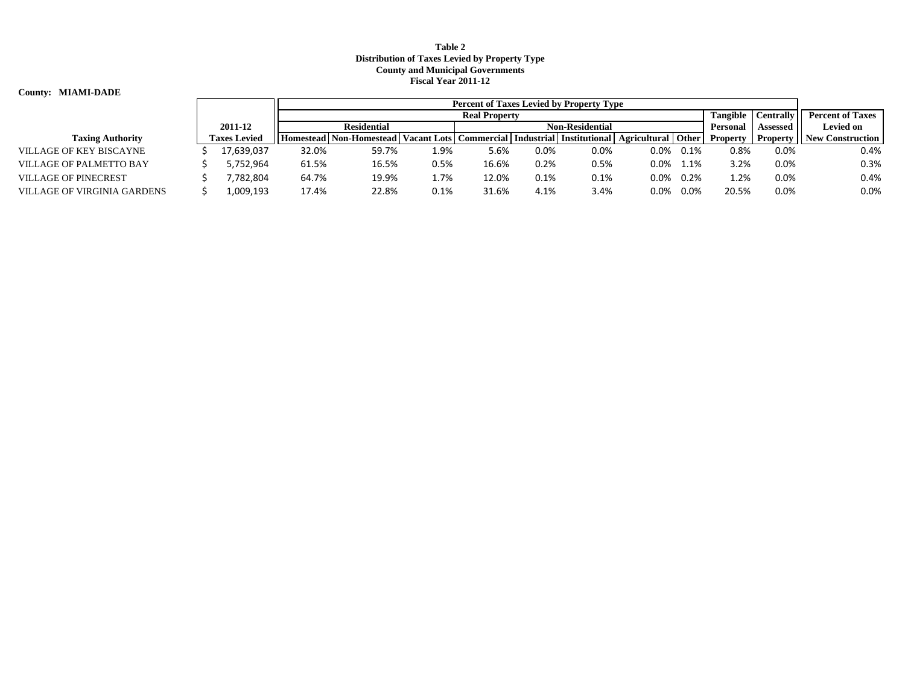**Table 2**
**Distribution of Taxes Levied by Property Type**
**County and Municipal Governments**
**Fiscal Year 2011-12**

**County: MIAMI-DADE**

| | | Percent of Taxes Levied by Property Type | | | | | | | | | | | |
|---|---|---|---|---|---|---|---|---|---|---|---|---|---|
| | | Real Property | | | | | | | | | Tangible | Centrally | Percent of Taxes |
| | 2011-12 | Residential | | | Non-Residential | | | | | | Personal | Assessed | Levied on |
| Taxing Authority | Taxes Levied | Homestead | Non-Homestead | Vacant Lots | Commercial | Industrial | Institutional | Agricultural | Other | | Property | Property | New Construction |
| VILLAGE OF KEY BISCAYNE | $ 17,639,037 | 32.0% | 59.7% | 1.9% | 5.6% | 0.0% | 0.0% | 0.0% | 0.1% | | 0.8% | 0.0% | 0.4% |
| VILLAGE OF PALMETTO BAY | $ 5,752,964 | 61.5% | 16.5% | 0.5% | 16.6% | 0.2% | 0.5% | 0.0% | 1.1% | | 3.2% | 0.0% | 0.3% |
| VILLAGE OF PINECREST | $ 7,782,804 | 64.7% | 19.9% | 1.7% | 12.0% | 0.1% | 0.1% | 0.0% | 0.2% | | 1.2% | 0.0% | 0.4% |
| VILLAGE OF VIRGINIA GARDENS | $ 1,009,193 | 17.4% | 22.8% | 0.1% | 31.6% | 4.1% | 3.4% | 0.0% | 0.0% | | 20.5% | 0.0% | 0.0% |